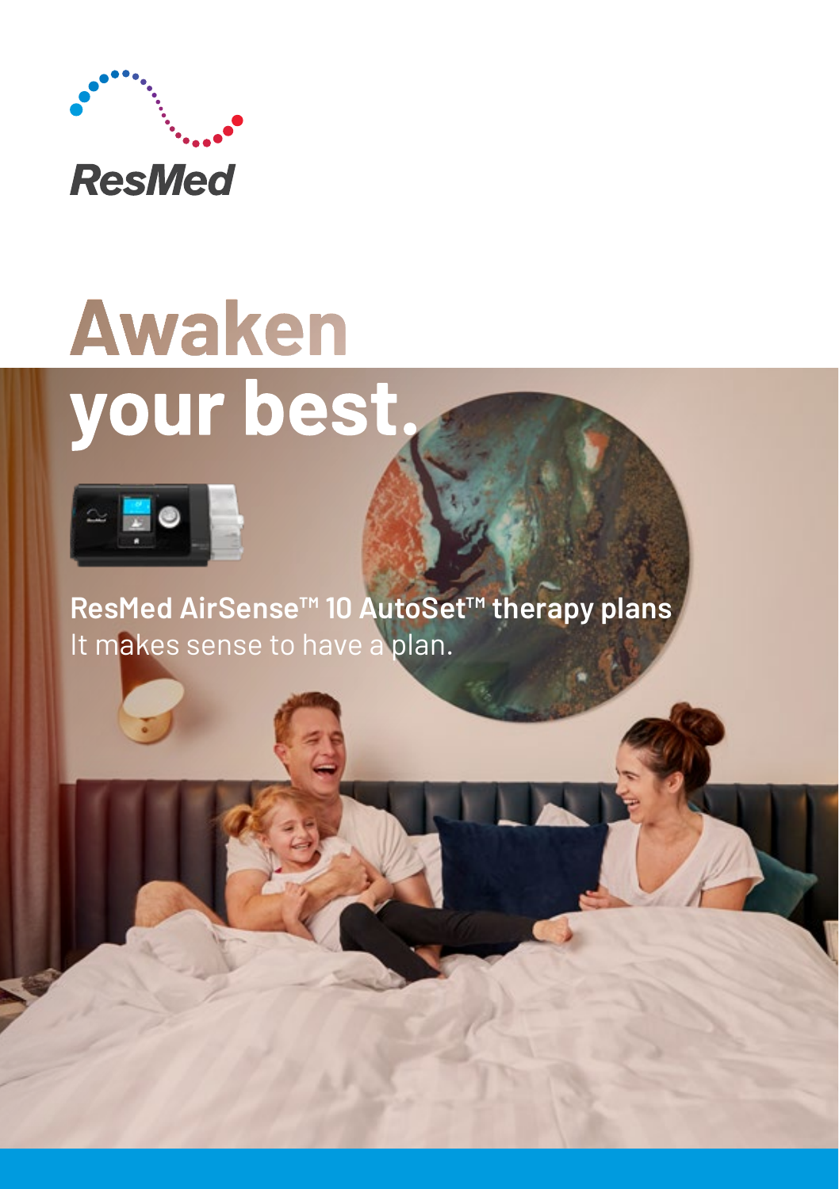ResMed

# Awaken your best.

**ResMed AirSense™ 10 AutoSet™ therapy plans**

It makes sense to have a plan.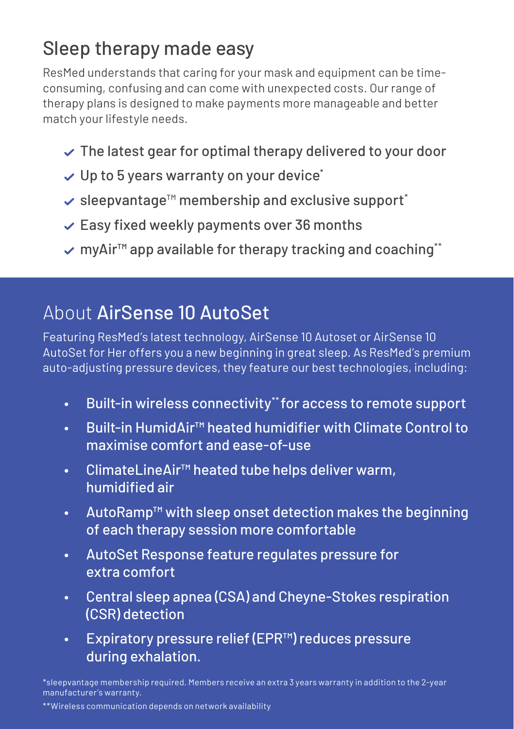## Sleep therapy made easy

ResMed understands that caring for your mask and equipment can be time-consuming, confusing and can come with unexpected costs. Our range of therapy plans is designed to make payments more manageable and better match your lifestyle needs.

- ✓ The latest gear for optimal therapy delivered to your door
- ✓ Up to 5 years warranty on your device*
- ✓ sleepvantage™ membership and exclusive support*
- ✓ Easy fixed weekly payments over 36 months
- ✓ myAir™ app available for therapy tracking and coaching**

## About **AirSense 10 AutoSet**

Featuring ResMed's latest technology, AirSense 10 Autoset or AirSense 10 AutoSet for Her offers you a new beginning in great sleep. As ResMed's premium auto-adjusting pressure devices, they feature our best technologies, including:

- Built-in wireless connectivity** for access to remote support
- Built-in HumidAir™ heated humidifier with Climate Control to maximise comfort and ease-of-use
- ClimateLineAir™ heated tube helps deliver warm, humidified air
- AutoRamp™ with sleep onset detection makes the beginning of each therapy session more comfortable
- AutoSet Response feature regulates pressure for extra comfort
- Central sleep apnea (CSA) and Cheyne-Stokes respiration (CSR) detection
- Expiratory pressure relief (EPR™) reduces pressure during exhalation.

*sleepvantage membership required. Members receive an extra 3 years warranty in addition to the 2-year manufacturer's warranty.

**Wireless communication depends on network availability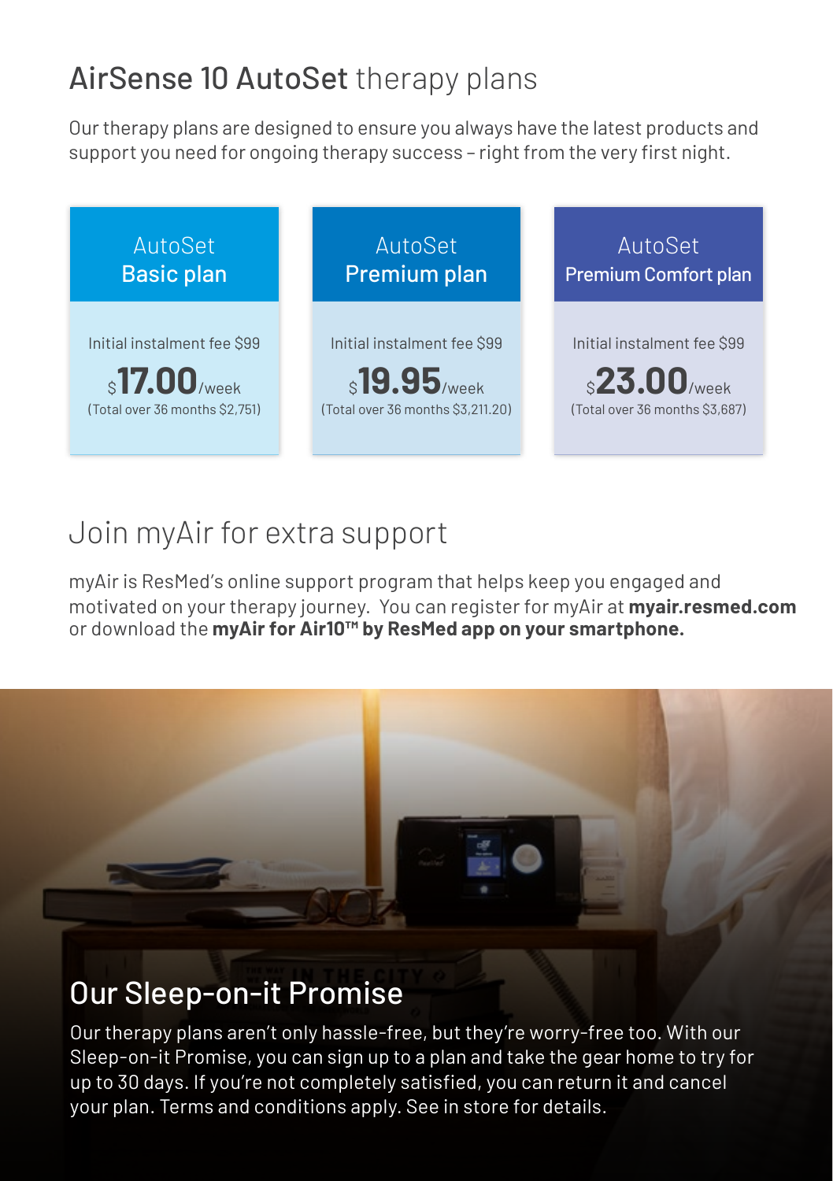# AirSense 10 AutoSet therapy plans

Our therapy plans are designed to ensure you always have the latest products and support you need for ongoing therapy success – right from the very first night.

| AutoSet Basic plan | AutoSet Premium plan | AutoSet Premium Comfort plan |
|---|---|---|
| Initial instalment fee $99 | Initial instalment fee $99 | Initial instalment fee $99 |
| $ **17.00**/week | $ **19.95**/week | $ **23.00**/week |
| (Total over 36 months $2,751) | (Total over 36 months $3,211.20) | (Total over 36 months $3,687) |

# Join myAir for extra support

myAir is ResMed's online support program that helps keep you engaged and motivated on your therapy journey. You can register for myAir at **myair.resmed.com** or download the **myAir for Air10™ by ResMed app on your smartphone.**

## Our Sleep-on-it Promise

Our therapy plans aren't only hassle-free, but they're worry-free too. With our Sleep-on-it Promise, you can sign up to a plan and take the gear home to try for up to 30 days. If you're not completely satisfied, you can return it and cancel your plan. Terms and conditions apply. See in store for details.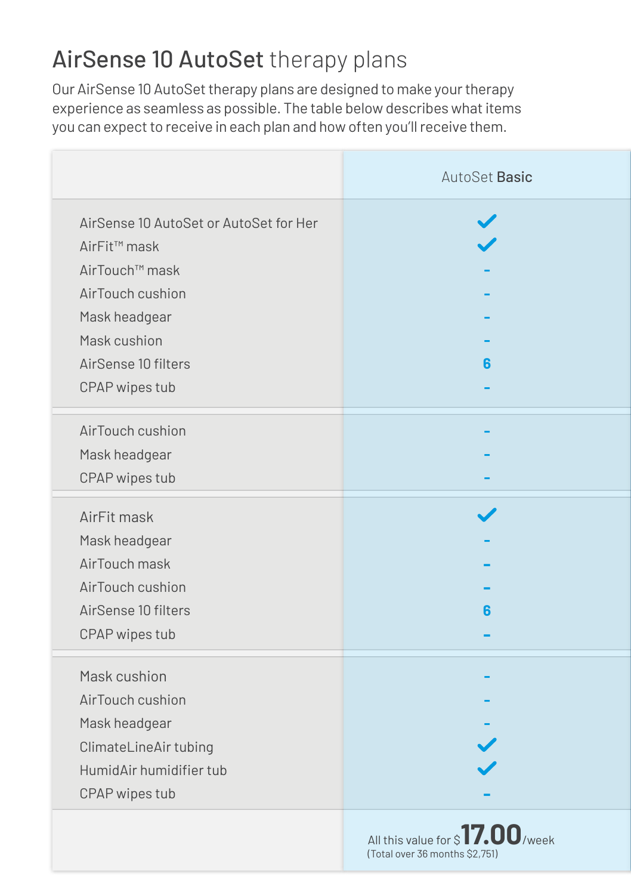# AirSense 10 AutoSet therapy plans

Our AirSense 10 AutoSet therapy plans are designed to make your therapy experience as seamless as possible. The table below describes what items you can expect to receive in each plan and how often you'll receive them.

| | AutoSet **Basic** |
|---|---|
| AirSense 10 AutoSet or AutoSet for Her | ✓ |
| AirFit™ mask | ✓ |
| AirTouch™ mask | - |
| AirTouch cushion | - |
| Mask headgear | - |
| Mask cushion | - |
| AirSense 10 filters | **6** |
| CPAP wipes tub | - |
| AirTouch cushion | - |
| Mask headgear | - |
| CPAP wipes tub | - |
| AirFit mask | ✓ |
| Mask headgear | - |
| AirTouch mask | - |
| AirTouch cushion | - |
| AirSense 10 filters | **6** |
| CPAP wipes tub | - |
| Mask cushion | - |
| AirTouch cushion | - |
| Mask headgear | - |
| ClimateLineAir tubing | ✓ |
| HumidAir humidifier tub | ✓ |
| CPAP wipes tub | - |
| | All this value for $**17.00**/week (Total over 36 months $2,751) |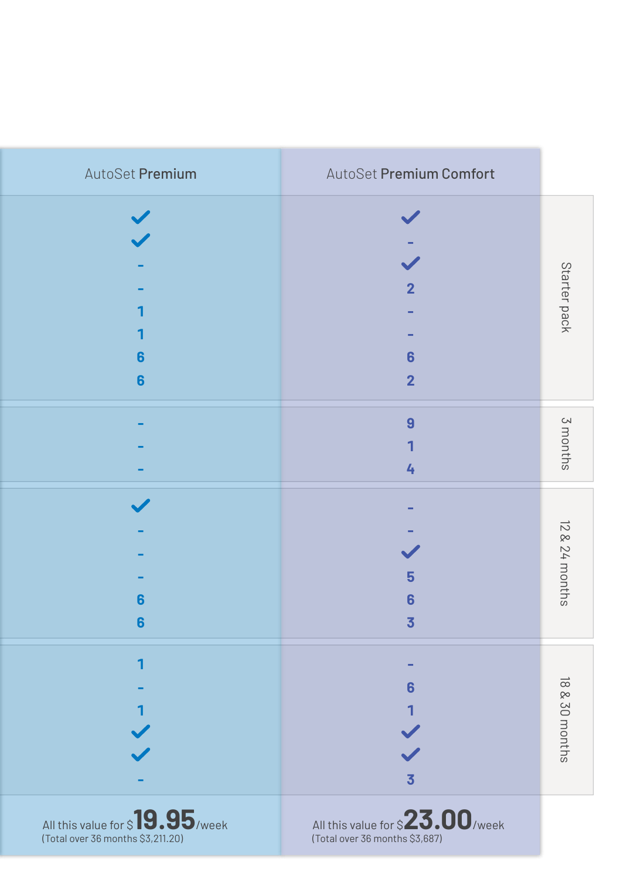| AutoSet **Premium** | AutoSet **Premium Comfort** | |
|---|---|---|
| ✓ | ✓ | Starter pack |
| ✓ | - | |
| - | ✓ | |
| - | 2 | |
| 1 | - | |
| 1 | - | |
| 6 | 6 | |
| 6 | 2 | |
| - | 9 | 3 months |
| - | 1 | |
| - | 4 | |
| ✓ | - | 12 & 24 months |
| - | - | |
| - | ✓ | |
| - | 5 | |
| 6 | 6 | |
| 6 | 3 | |
| 1 | - | 18 & 30 months |
| - | 6 | |
| 1 | 1 | |
| ✓ | ✓ | |
| ✓ | ✓ | |
| - | 3 | |
| All this value for $**19.95**/week (Total over 36 months $3,211.20) | All this value for $**23.00**/week (Total over 36 months $3,687) | |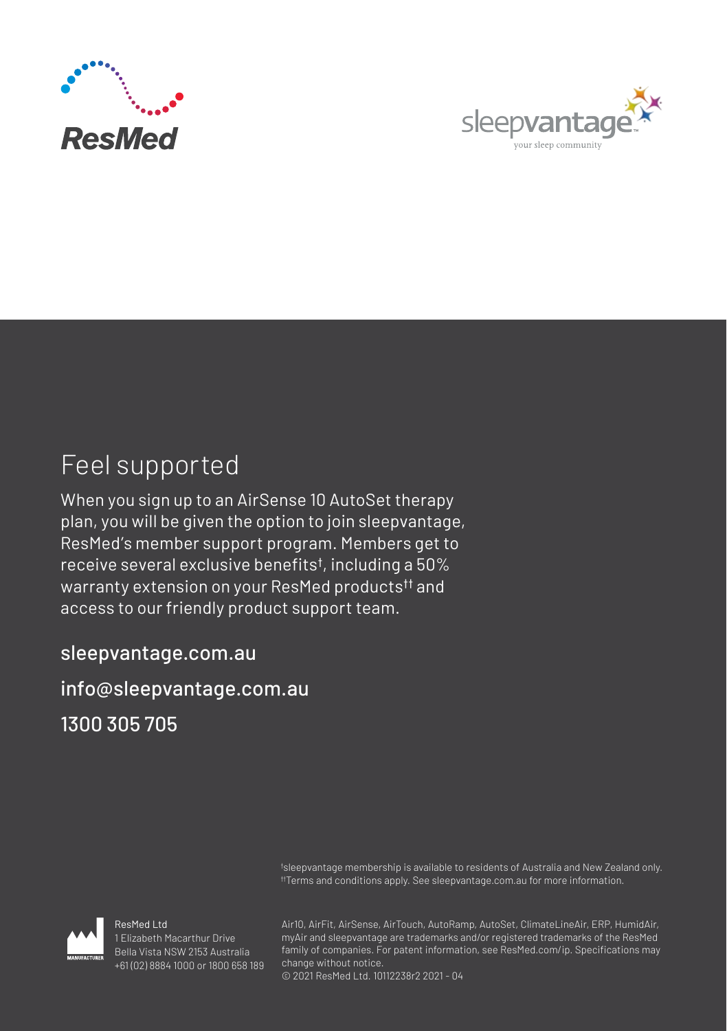ResMed

sleepvantage
your sleep community

## Feel supported

When you sign up to an AirSense 10 AutoSet therapy plan, you will be given the option to join sleepvantage, ResMed's member support program. Members get to receive several exclusive benefits[†], including a 50% warranty extension on your ResMed products[††] and access to our friendly product support team.

sleepvantage.com.au

info@sleepvantage.com.au

1300 305 705

[†]sleepvantage membership is available to residents of Australia and New Zealand only.
[††]Terms and conditions apply. See sleepvantage.com.au for more information.

MANUFACTURER

ResMed Ltd
1 Elizabeth Macarthur Drive
Bella Vista NSW 2153 Australia
+61 (02) 8884 1000 or 1800 658 189

Air10, AirFit, AirSense, AirTouch, AutoRamp, AutoSet, ClimateLineAir, ERP, HumidAir, myAir and sleepvantage are trademarks and/or registered trademarks of the ResMed family of companies. For patent information, see ResMed.com/ip. Specifications may change without notice.
© 2021 ResMed Ltd. 10112238r2 2021 - 04